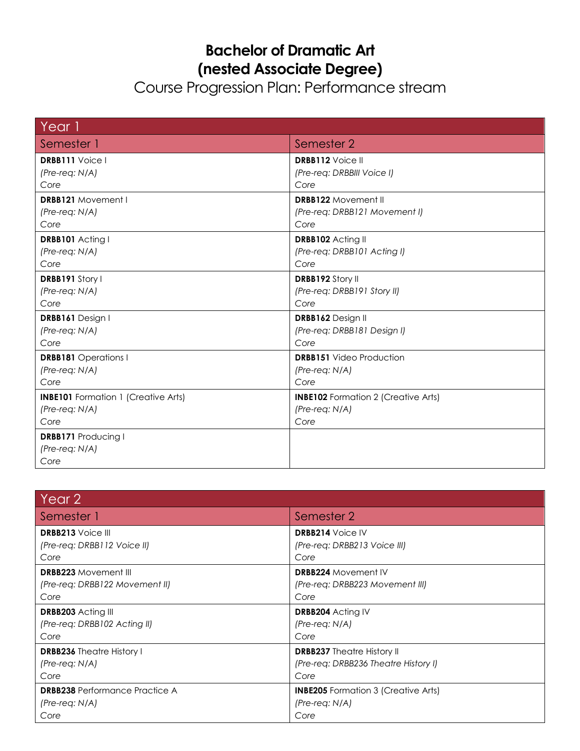# Bachelor of Dramatic Art (nested Associate Degree)

## Course Progression Plan: Performance stream

| Year 1 | |
|---|---|
| **Semester 1** | **Semester 2** |
| **DRBB111** Voice I<br>*(Pre-req: N/A)*<br>*Core* | **DRBB112** Voice II<br>*(Pre-req: DRBBIII Voice I)*<br>*Core* |
| **DRBB121** Movement I<br>*(Pre-req: N/A)*<br>*Core* | **DRBB122** Movement II<br>*(Pre-req: DRBB121 Movement I)*<br>*Core* |
| **DRBB101** Acting I<br>*(Pre-req: N/A)*<br>*Core* | **DRBB102** Acting II<br>*(Pre-req: DRBB101 Acting I)*<br>*Core* |
| **DRBB191** Story I<br>*(Pre-req: N/A)*<br>*Core* | **DRBB192** Story II<br>*(Pre-req: DRBB191 Story II)*<br>*Core* |
| **DRBB161** Design I<br>*(Pre-req: N/A)*<br>*Core* | **DRBB162** Design II<br>*(Pre-req: DRBB181 Design I)*<br>*Core* |
| **DRBB181** Operations I<br>*(Pre-req: N/A)*<br>*Core* | **DRBB151** Video Production<br>*(Pre-req: N/A)*<br>*Core* |
| **INBE101** Formation 1 (Creative Arts)<br>*(Pre-req: N/A)*<br>*Core* | **INBE102** Formation 2 (Creative Arts)<br>*(Pre-req: N/A)*<br>*Core* |
| **DRBB171** Producing I<br>*(Pre-req: N/A)*<br>*Core* | |

| Year 2 | |
|---|---|
| **Semester 1** | **Semester 2** |
| **DRBB213** Voice III<br>*(Pre-req: DRBB112 Voice II)*<br>*Core* | **DRBB214** Voice IV<br>*(Pre-req: DRBB213 Voice III)*<br>*Core* |
| **DRBB223** Movement III<br>*(Pre-req: DRBB122 Movement II)*<br>*Core* | **DRBB224** Movement IV<br>*(Pre-req: DRBB223 Movement III)*<br>*Core* |
| **DRBB203** Acting III<br>*(Pre-req: DRBB102 Acting II)*<br>*Core* | **DRBB204** Acting IV<br>*(Pre-req: N/A)*<br>*Core* |
| **DRBB236** Theatre History I<br>*(Pre-req: N/A)*<br>*Core* | **DRBB237** Theatre History II<br>*(Pre-req: DRBB236 Theatre History I)*<br>*Core* |
| **DRBB238** Performance Practice A<br>*(Pre-req: N/A)*<br>*Core* | **INBE205** Formation 3 (Creative Arts)<br>*(Pre-req: N/A)*<br>*Core* |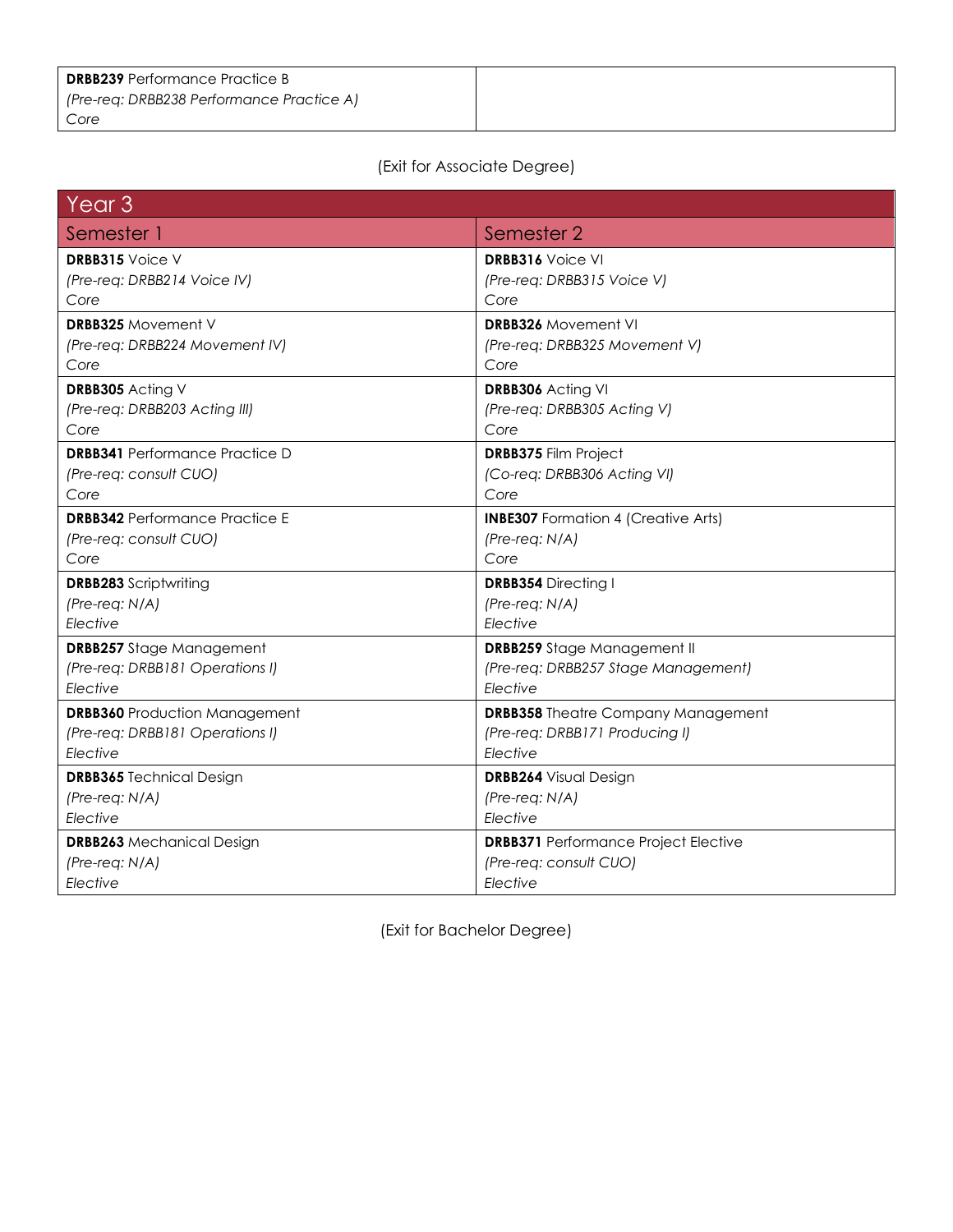| | |
|---|---|
| **DRBB239** Performance Practice B<br>*(Pre-req: DRBB238 Performance Practice A)*<br>*Core* | |

(Exit for Associate Degree)

| Year 3 | |
|---|---|
| Semester 1 | Semester 2 |
| **DRBB315** Voice V<br>*(Pre-req: DRBB214 Voice IV)*<br>*Core* | **DRBB316** Voice VI<br>*(Pre-req: DRBB315 Voice V)*<br>*Core* |
| **DRBB325** Movement V<br>*(Pre-req: DRBB224 Movement IV)*<br>*Core* | **DRBB326** Movement VI<br>*(Pre-req: DRBB325 Movement V)*<br>*Core* |
| **DRBB305** Acting V<br>*(Pre-req: DRBB203 Acting III)*<br>*Core* | **DRBB306** Acting VI<br>*(Pre-req: DRBB305 Acting V)*<br>*Core* |
| **DRBB341** Performance Practice D<br>*(Pre-req: consult CUO)*<br>*Core* | **DRBB375** Film Project<br>*(Co-req: DRBB306 Acting VI)*<br>*Core* |
| **DRBB342** Performance Practice E<br>*(Pre-req: consult CUO)*<br>*Core* | **INBE307** Formation 4 (Creative Arts)<br>*(Pre-req: N/A)*<br>*Core* |
| **DRBB283** Scriptwriting<br>*(Pre-req: N/A)*<br>*Elective* | **DRBB354** Directing I<br>*(Pre-req: N/A)*<br>*Elective* |
| **DRBB257** Stage Management<br>*(Pre-req: DRBB181 Operations I)*<br>*Elective* | **DRBB259** Stage Management II<br>*(Pre-req: DRBB257 Stage Management)*<br>*Elective* |
| **DRBB360** Production Management<br>*(Pre-req: DRBB181 Operations I)*<br>*Elective* | **DRBB358** Theatre Company Management<br>*(Pre-req: DRBB171 Producing I)*<br>*Elective* |
| **DRBB365** Technical Design<br>*(Pre-req: N/A)*<br>*Elective* | **DRBB264** Visual Design<br>*(Pre-req: N/A)*<br>*Elective* |
| **DRBB263** Mechanical Design<br>*(Pre-req: N/A)*<br>*Elective* | **DRBB371** Performance Project Elective<br>*(Pre-req: consult CUO)*<br>*Elective* |

(Exit for Bachelor Degree)